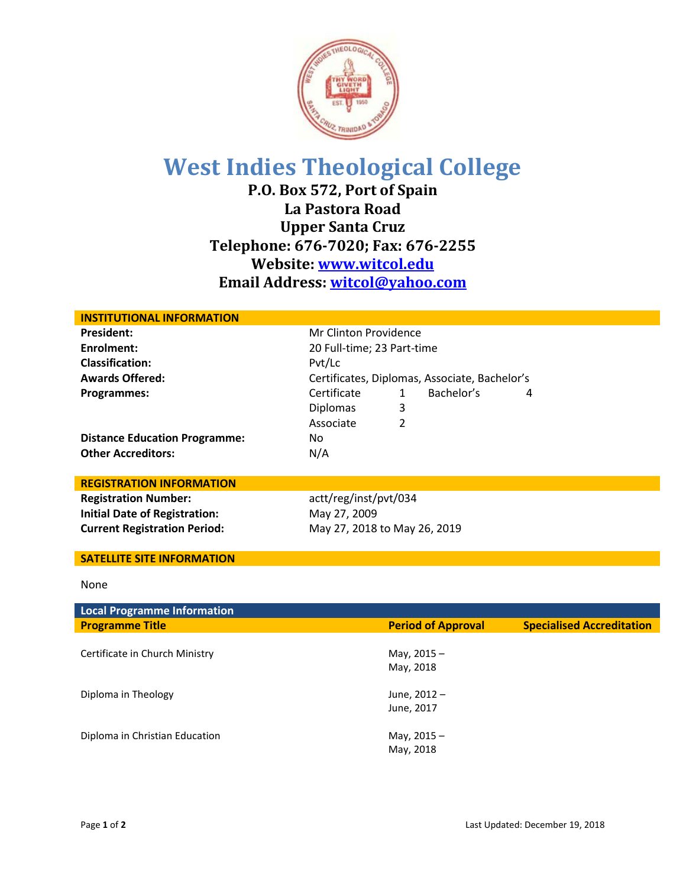# West Indies Theological College

**P.O. Box 572, Port of Spain**
**La Pastora Road**
**Upper Santa Cruz**
**Telephone: 676-7020; Fax: 676-2255**
**Website: www.witcol.edu**
**Email Address: witcol@yahoo.com**

## INSTITUTIONAL INFORMATION

| | |
|---|---|
| **President:** | Mr Clinton Providence |
| **Enrolment:** | 20 Full-time; 23 Part-time |
| **Classification:** | Pvt/Lc |
| **Awards Offered:** | Certificates, Diplomas, Associate, Bachelor's |
| **Programmes:** | Certificate 1; Diplomas 3; Associate 2; Bachelor's 4 |
| **Distance Education Programme:** | No |
| **Other Accreditors:** | N/A |

## REGISTRATION INFORMATION

| | |
|---|---|
| **Registration Number:** | actt/reg/inst/pvt/034 |
| **Initial Date of Registration:** | May 27, 2009 |
| **Current Registration Period:** | May 27, 2018 to May 26, 2019 |

## SATELLITE SITE INFORMATION

None

## Local Programme Information

| Programme Title | Period of Approval | Specialised Accreditation |
|---|---|---|
| Certificate in Church Ministry | May, 2015 – May, 2018 | |
| Diploma in Theology | June, 2012 – June, 2017 | |
| Diploma in Christian Education | May, 2015 – May, 2018 | |

Last Updated: December 19, 2018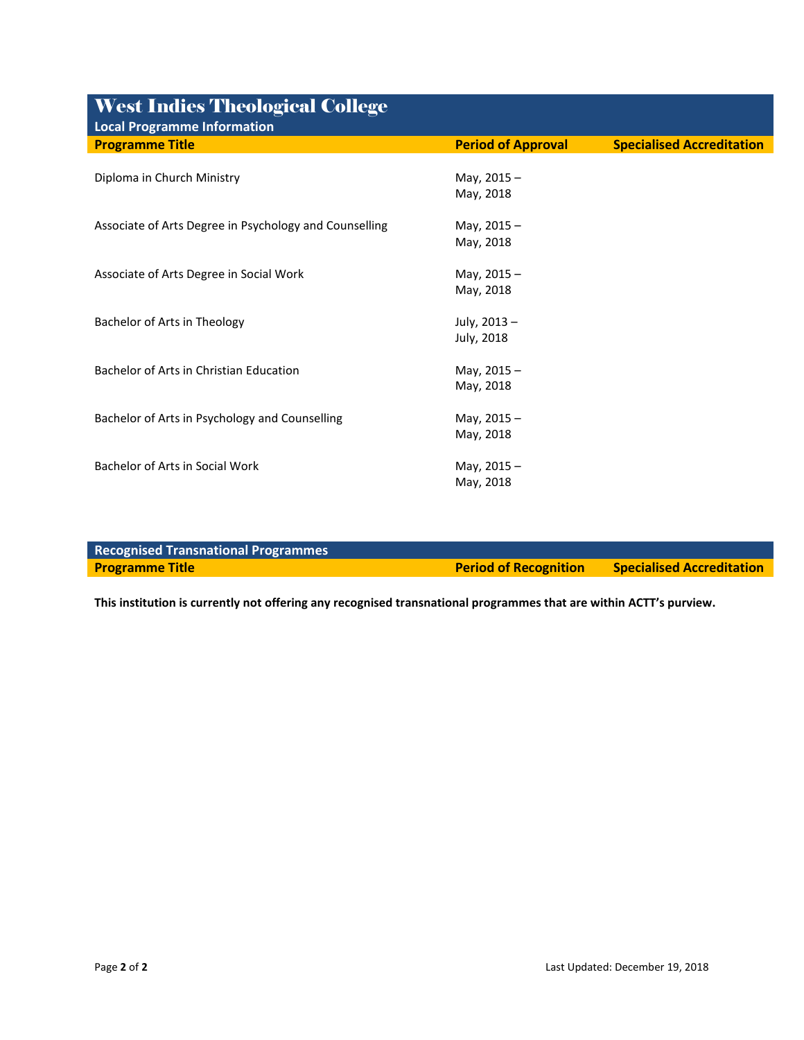# West Indies Theological College

## Local Programme Information

| Programme Title | Period of Approval | Specialised Accreditation |
|---|---|---|
| Diploma in Church Ministry | May, 2015 – May, 2018 | |
| Associate of Arts Degree in Psychology and Counselling | May, 2015 – May, 2018 | |
| Associate of Arts Degree in Social Work | May, 2015 – May, 2018 | |
| Bachelor of Arts in Theology | July, 2013 – July, 2018 | |
| Bachelor of Arts in Christian Education | May, 2015 – May, 2018 | |
| Bachelor of Arts in Psychology and Counselling | May, 2015 – May, 2018 | |
| Bachelor of Arts in Social Work | May, 2015 – May, 2018 | |

## Recognised Transnational Programmes

| Programme Title | Period of Recognition | Specialised Accreditation |
|---|---|---|

**This institution is currently not offering any recognised transnational programmes that are within ACTT's purview.**

Last Updated: December 19, 2018